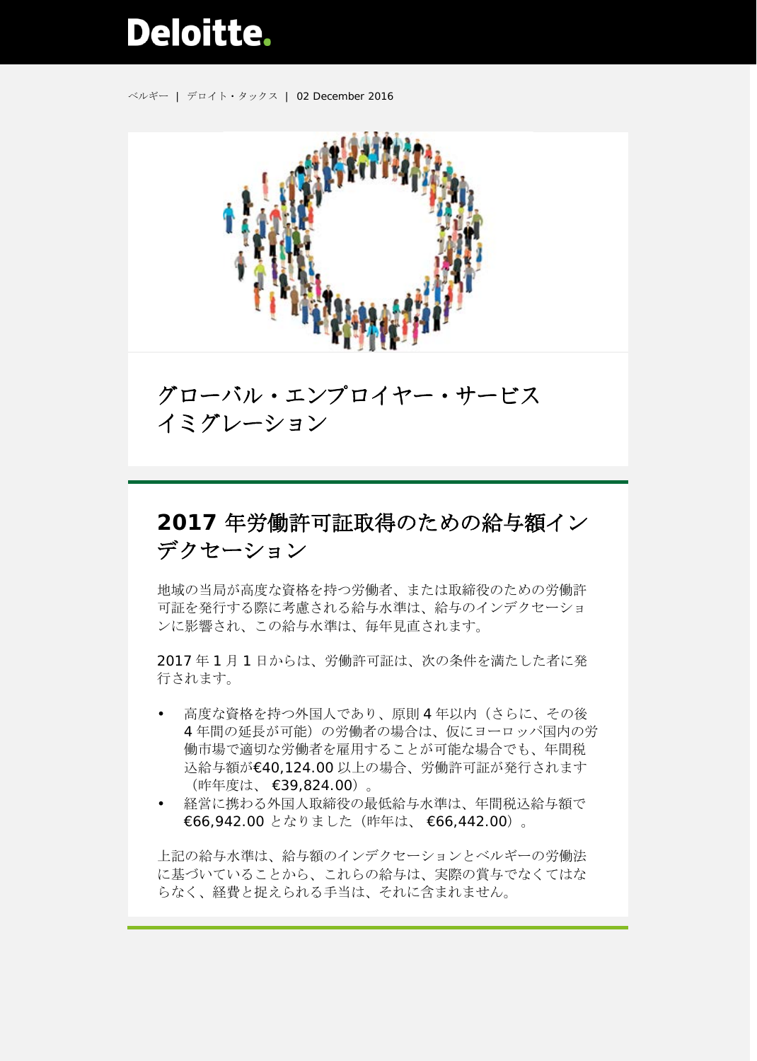ベルギー | デロイト・タックス | 02 December 2016

# グローバル・エンプロイヤー・サービス イミグレーション

## 2017 年労働許可証取得のための給与額インデクセーション

地域の当局が高度な資格を持つ労働者、または取締役のための労働許可証を発行する際に考慮される給与水準は、給与のインデクセーションに影響され、この給与水準は、毎年見直されます。

2017 年 1 月 1 日からは、労働許可証は、次の条件を満たした者に発行されます。

- 高度な資格を持つ外国人であり、原則 4 年以内（さらに、その後 4 年間の延長が可能）の労働者の場合は、仮にヨーロッパ国内の労働市場で適切な労働者を雇用することが可能な場合でも、年間税込給与額が€40,124.00 以上の場合、労働許可証が発行されます（昨年度は、 €39,824.00）。
- 経営に携わる外国人取締役の最低給与水準は、年間税込給与額で €66,942.00 となりました（昨年は、 €66,442.00）。

上記の給与水準は、給与額のインデクセーションとベルギーの労働法に基づいていることから、これらの給与は、実際の賞与でなくてはならなく、経費と捉えられる手当は、それに含まれません。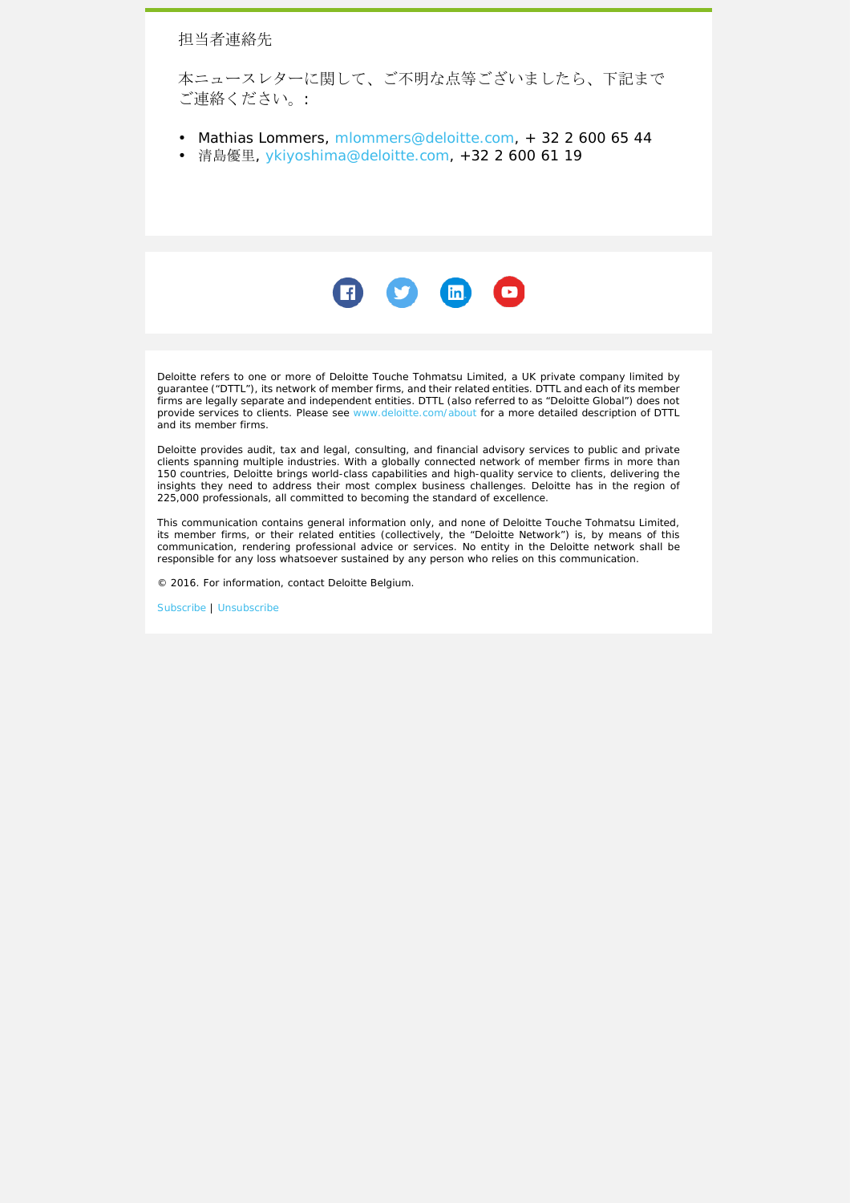## 担当者連絡先

本ニュースレターに関して、ご不明な点等ございましたら、下記までご連絡ください。：

- Mathias Lommers, mlommers@deloitte.com, + 32 2 600 65 44
- 清島優里, ykiyoshima@deloitte.com, +32 2 600 61 19

Deloitte refers to one or more of Deloitte Touche Tohmatsu Limited, a UK private company limited by guarantee (“DTTL”), its network of member firms, and their related entities. DTTL and each of its member firms are legally separate and independent entities. DTTL (also referred to as “Deloitte Global”) does not provide services to clients. Please see www.deloitte.com/about for a more detailed description of DTTL and its member firms.

Deloitte provides audit, tax and legal, consulting, and financial advisory services to public and private clients spanning multiple industries. With a globally connected network of member firms in more than 150 countries, Deloitte brings world-class capabilities and high-quality service to clients, delivering the insights they need to address their most complex business challenges. Deloitte has in the region of 225,000 professionals, all committed to becoming the standard of excellence.

This communication contains general information only, and none of Deloitte Touche Tohmatsu Limited, its member firms, or their related entities (collectively, the “Deloitte Network”) is, by means of this communication, rendering professional advice or services. No entity in the Deloitte network shall be responsible for any loss whatsoever sustained by any person who relies on this communication.

© 2016. For information, contact Deloitte Belgium.

Subscribe | Unsubscribe